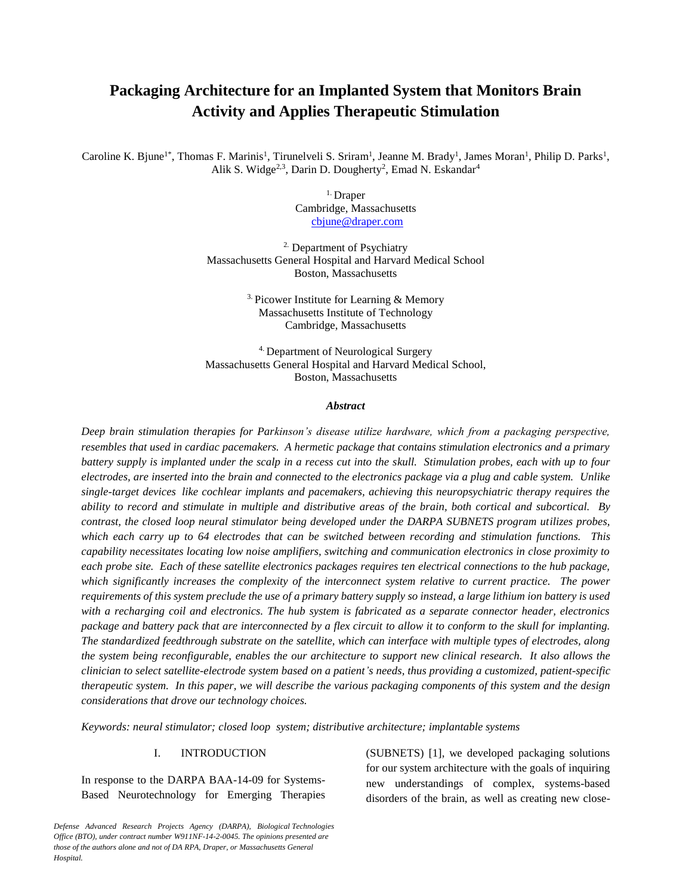# Packaging Architecture for an Implanted System that Monitors Brain Activity and Applies Therapeutic Stimulation

Caroline K. Bjune[1*], Thomas F. Marinis[1], Tirunelveli S. Sriram[1], Jeanne M. Brady[1], James Moran[1], Philip D. Parks[1], Alik S. Widge[2,3], Darin D. Dougherty[2], Emad N. Eskandar[4]

[1.] Draper
Cambridge, Massachusetts
cbjune@draper.com

[2.] Department of Psychiatry
Massachusetts General Hospital and Harvard Medical School
Boston, Massachusetts

[3.] Picower Institute for Learning & Memory
Massachusetts Institute of Technology
Cambridge, Massachusetts

[4.] Department of Neurological Surgery
Massachusetts General Hospital and Harvard Medical School,
Boston, Massachusetts

***Abstract***

*Deep brain stimulation therapies for Parkinson's disease utilize hardware, which from a packaging perspective, resembles that used in cardiac pacemakers. A hermetic package that contains stimulation electronics and a primary battery supply is implanted under the scalp in a recess cut into the skull. Stimulation probes, each with up to four electrodes, are inserted into the brain and connected to the electronics package via a plug and cable system. Unlike single-target devices like cochlear implants and pacemakers, achieving this neuropsychiatric therapy requires the ability to record and stimulate in multiple and distributive areas of the brain, both cortical and subcortical. By contrast, the closed loop neural stimulator being developed under the DARPA SUBNETS program utilizes probes, which each carry up to 64 electrodes that can be switched between recording and stimulation functions. This capability necessitates locating low noise amplifiers, switching and communication electronics in close proximity to each probe site. Each of these satellite electronics packages requires ten electrical connections to the hub package, which significantly increases the complexity of the interconnect system relative to current practice. The power requirements of this system preclude the use of a primary battery supply so instead, a large lithium ion battery is used with a recharging coil and electronics. The hub system is fabricated as a separate connector header, electronics package and battery pack that are interconnected by a flex circuit to allow it to conform to the skull for implanting. The standardized feedthrough substrate on the satellite, which can interface with multiple types of electrodes, along the system being reconfigurable, enables the our architecture to support new clinical research. It also allows the clinician to select satellite-electrode system based on a patient's needs, thus providing a customized, patient-specific therapeutic system. In this paper, we will describe the various packaging components of this system and the design considerations that drove our technology choices.*

*Keywords: neural stimulator; closed loop system; distributive architecture; implantable systems*

## I. INTRODUCTION

In response to the DARPA BAA-14-09 for Systems-Based Neurotechnology for Emerging Therapies (SUBNETS) [1], we developed packaging solutions for our system architecture with the goals of inquiring new understandings of complex, systems-based disorders of the brain, as well as creating new close-

*Defense Advanced Research Projects Agency (DARPA), Biological Technologies Office (BTO), under contract number W911NF-14-2-0045. The opinions presented are those of the authors alone and not of DA RPA, Draper, or Massachusetts General Hospital.*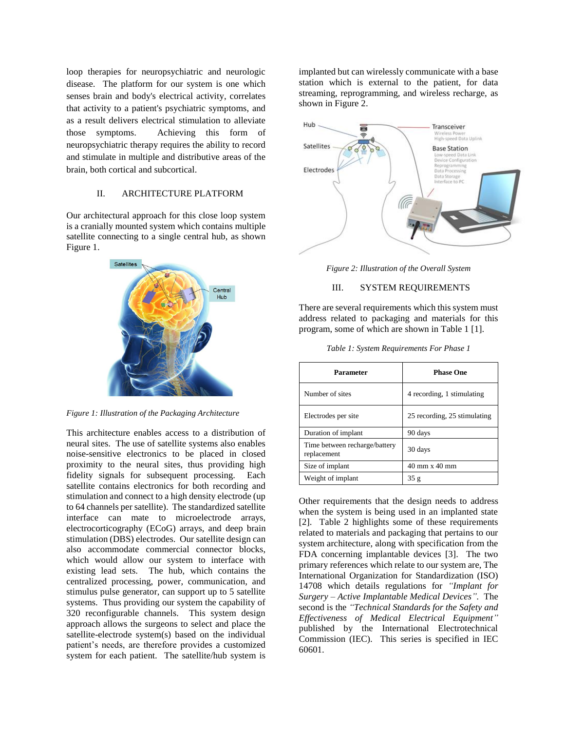loop therapies for neuropsychiatric and neurologic disease. The platform for our system is one which senses brain and body's electrical activity, correlates that activity to a patient's psychiatric symptoms, and as a result delivers electrical stimulation to alleviate those symptoms. Achieving this form of neuropsychiatric therapy requires the ability to record and stimulate in multiple and distributive areas of the brain, both cortical and subcortical.

## II. ARCHITECTURE PLATFORM

Our architectural approach for this close loop system is a cranially mounted system which contains multiple satellite connecting to a single central hub, as shown Figure 1.

*Figure 1: Illustration of the Packaging Architecture*

This architecture enables access to a distribution of neural sites. The use of satellite systems also enables noise-sensitive electronics to be placed in closed proximity to the neural sites, thus providing high fidelity signals for subsequent processing. Each satellite contains electronics for both recording and stimulation and connect to a high density electrode (up to 64 channels per satellite). The standardized satellite interface can mate to microelectrode arrays, electrocorticography (ECoG) arrays, and deep brain stimulation (DBS) electrodes. Our satellite design can also accommodate commercial connector blocks, which would allow our system to interface with existing lead sets. The hub, which contains the centralized processing, power, communication, and stimulus pulse generator, can support up to 5 satellite systems. Thus providing our system the capability of 320 reconfigurable channels. This system design approach allows the surgeons to select and place the satellite-electrode system(s) based on the individual patient's needs, are therefore provides a customized system for each patient. The satellite/hub system is implanted but can wirelessly communicate with a base station which is external to the patient, for data streaming, reprogramming, and wireless recharge, as shown in Figure 2.

*Figure 2: Illustration of the Overall System*

## III. SYSTEM REQUIREMENTS

There are several requirements which this system must address related to packaging and materials for this program, some of which are shown in Table 1 [1].

*Table 1: System Requirements For Phase 1*

| Parameter | Phase One |
|---|---|
| Number of sites | 4 recording, 1 stimulating |
| Electrodes per site | 25 recording, 25 stimulating |
| Duration of implant | 90 days |
| Time between recharge/battery replacement | 30 days |
| Size of implant | 40 mm x 40 mm |
| Weight of implant | 35 g |

Other requirements that the design needs to address when the system is being used in an implanted state [2]. Table 2 highlights some of these requirements related to materials and packaging that pertains to our system architecture, along with specification from the FDA concerning implantable devices [3]. The two primary references which relate to our system are, The International Organization for Standardization (ISO) 14708 which details regulations for *"Implant for Surgery – Active Implantable Medical Devices"*. The second is the *"Technical Standards for the Safety and Effectiveness of Medical Electrical Equipment"* published by the International Electrotechnical Commission (IEC). This series is specified in IEC 60601.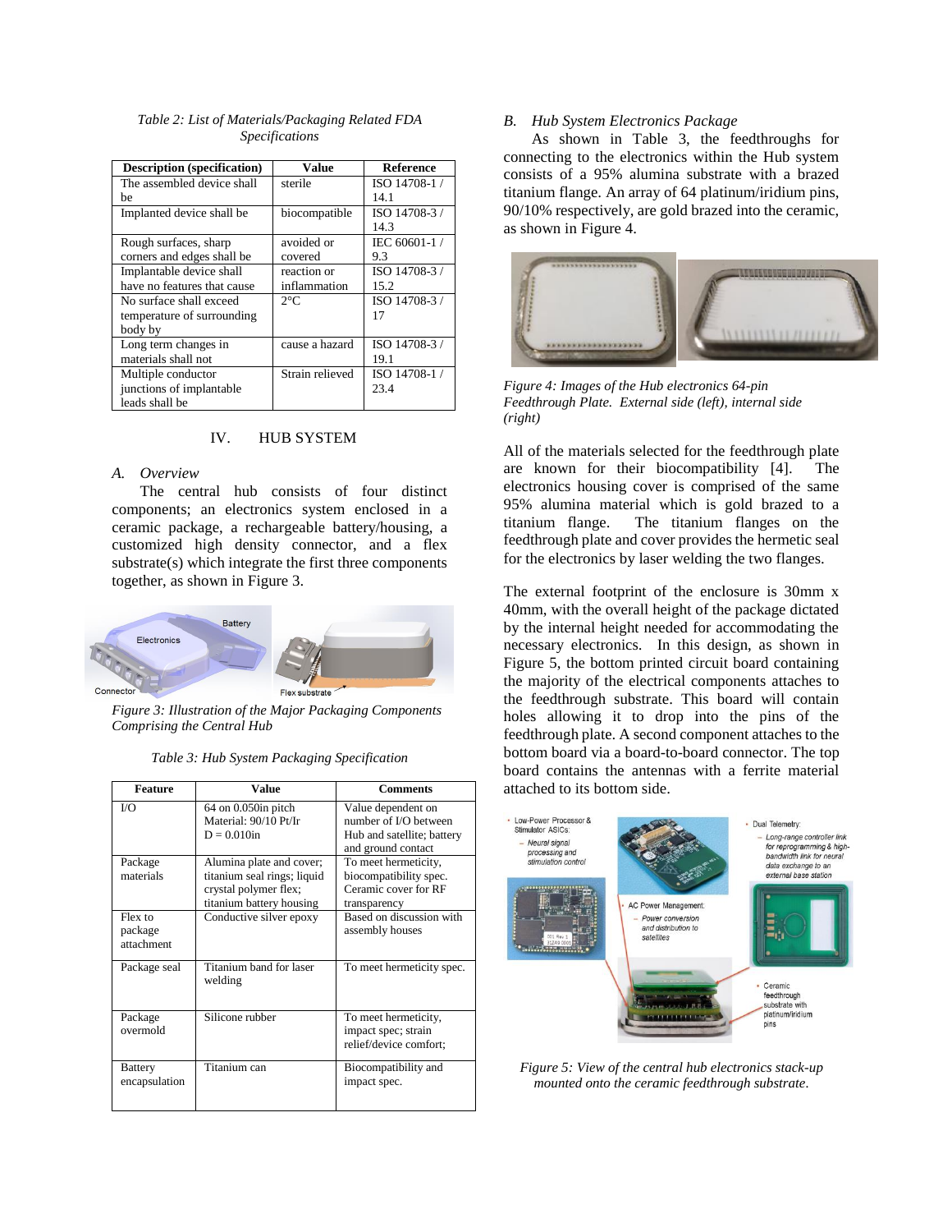*Table 2: List of Materials/Packaging Related FDA Specifications*

| Description (specification) | Value | Reference |
|---|---|---|
| The assembled device shall be | sterile | ISO 14708-1 / 14.1 |
| Implanted device shall be | biocompatible | ISO 14708-3 / 14.3 |
| Rough surfaces, sharp corners and edges shall be | avoided or covered | IEC 60601-1 / 9.3 |
| Implantable device shall have no features that cause | reaction or inflammation | ISO 14708-3 / 15.2 |
| No surface shall exceed temperature of surrounding body by | 2°C | ISO 14708-3 / 17 |
| Long term changes in materials shall not | cause a hazard | ISO 14708-3 / 19.1 |
| Multiple conductor junctions of implantable leads shall be | Strain relieved | ISO 14708-1 / 23.4 |

## IV. HUB SYSTEM

### A. Overview

The central hub consists of four distinct components; an electronics system enclosed in a ceramic package, a rechargeable battery/housing, a customized high density connector, and a flex substrate(s) which integrate the first three components together, as shown in Figure 3.

*Figure 3: Illustration of the Major Packaging Components Comprising the Central Hub*

*Table 3: Hub System Packaging Specification*

| Feature | Value | Comments |
|---|---|---|
| I/O | 64 on 0.050in pitch<br>Material: 90/10 Pt/Ir<br>D = 0.010in | Value dependent on number of I/O between Hub and satellite; battery and ground contact |
| Package materials | Alumina plate and cover; titanium seal rings; liquid crystal polymer flex; titanium battery housing | To meet hermeticity, biocompatibility spec. Ceramic cover for RF transparency |
| Flex to package attachment | Conductive silver epoxy | Based on discussion with assembly houses |
| Package seal | Titanium band for laser welding | To meet hermeticity spec. |
| Package overmold | Silicone rubber | To meet hermeticity, impact spec; strain relief/device comfort; |
| Battery encapsulation | Titanium can | Biocompatibility and impact spec. |

### B. Hub System Electronics Package

As shown in Table 3, the feedthroughs for connecting to the electronics within the Hub system consists of a 95% alumina substrate with a brazed titanium flange. An array of 64 platinum/iridium pins, 90/10% respectively, are gold brazed into the ceramic, as shown in Figure 4.

*Figure 4: Images of the Hub electronics 64-pin Feedthrough Plate. External side (left), internal side (right)*

All of the materials selected for the feedthrough plate are known for their biocompatibility [4]. The electronics housing cover is comprised of the same 95% alumina material which is gold brazed to a titanium flange. The titanium flanges on the feedthrough plate and cover provides the hermetic seal for the electronics by laser welding the two flanges.

The external footprint of the enclosure is 30mm x 40mm, with the overall height of the package dictated by the internal height needed for accommodating the necessary electronics. In this design, as shown in Figure 5, the bottom printed circuit board containing the majority of the electrical components attaches to the feedthrough substrate. This board will contain holes allowing it to drop into the pins of the feedthrough plate. A second component attaches to the bottom board via a board-to-board connector. The top board contains the antennas with a ferrite material attached to its bottom side.

*Figure 5: View of the central hub electronics stack-up mounted onto the ceramic feedthrough substrate.*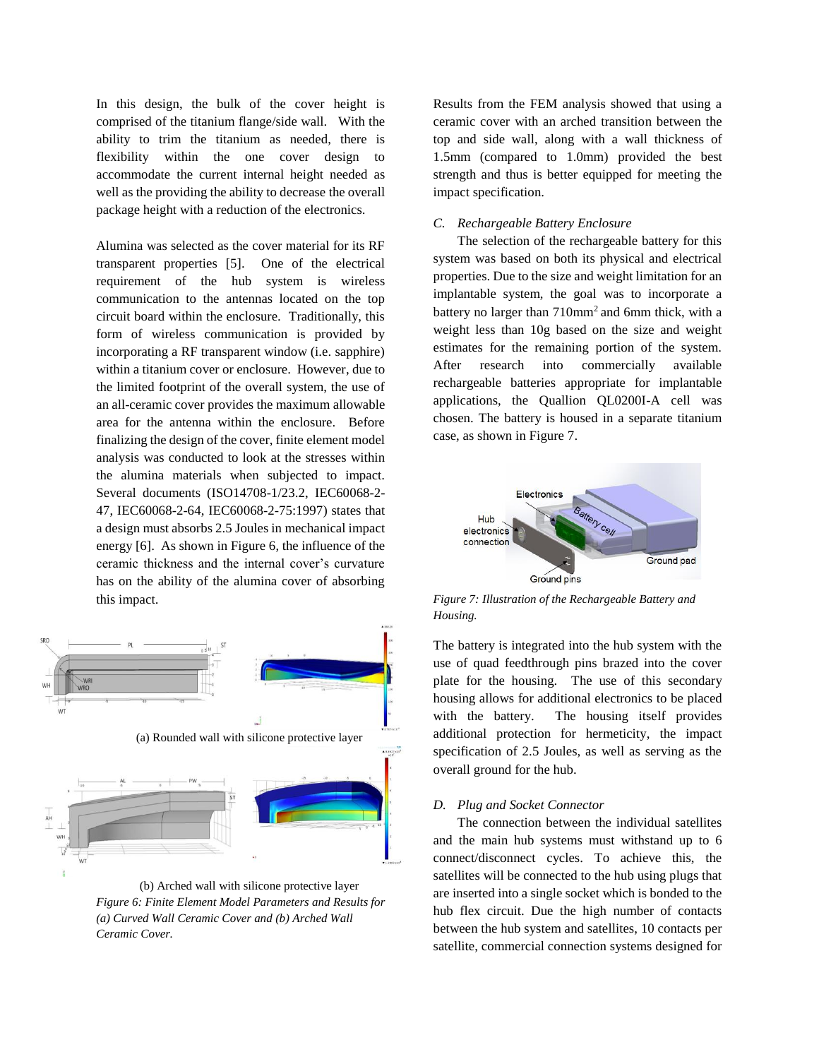In this design, the bulk of the cover height is comprised of the titanium flange/side wall. With the ability to trim the titanium as needed, there is flexibility within the one cover design to accommodate the current internal height needed as well as the providing the ability to decrease the overall package height with a reduction of the electronics.

Alumina was selected as the cover material for its RF transparent properties [5]. One of the electrical requirement of the hub system is wireless communication to the antennas located on the top circuit board within the enclosure. Traditionally, this form of wireless communication is provided by incorporating a RF transparent window (i.e. sapphire) within a titanium cover or enclosure. However, due to the limited footprint of the overall system, the use of an all-ceramic cover provides the maximum allowable area for the antenna within the enclosure. Before finalizing the design of the cover, finite element model analysis was conducted to look at the stresses within the alumina materials when subjected to impact. Several documents (ISO14708-1/23.2, IEC60068-2-47, IEC60068-2-64, IEC60068-2-75:1997) states that a design must absorbs 2.5 Joules in mechanical impact energy [6]. As shown in Figure 6, the influence of the ceramic thickness and the internal cover's curvature has on the ability of the alumina cover of absorbing this impact.

(a) Rounded wall with silicone protective layer

(b) Arched wall with silicone protective layer

*Figure 6: Finite Element Model Parameters and Results for (a) Curved Wall Ceramic Cover and (b) Arched Wall Ceramic Cover.*

Results from the FEM analysis showed that using a ceramic cover with an arched transition between the top and side wall, along with a wall thickness of 1.5mm (compared to 1.0mm) provided the best strength and thus is better equipped for meeting the impact specification.

### *C. Rechargeable Battery Enclosure*

The selection of the rechargeable battery for this system was based on both its physical and electrical properties. Due to the size and weight limitation for an implantable system, the goal was to incorporate a battery no larger than 710mm$^2$ and 6mm thick, with a weight less than 10g based on the size and weight estimates for the remaining portion of the system. After research into commercially available rechargeable batteries appropriate for implantable applications, the Quallion QL0200I-A cell was chosen. The battery is housed in a separate titanium case, as shown in Figure 7.

*Figure 7: Illustration of the Rechargeable Battery and Housing.*

The battery is integrated into the hub system with the use of quad feedthrough pins brazed into the cover plate for the housing. The use of this secondary housing allows for additional electronics to be placed with the battery. The housing itself provides additional protection for hermeticity, the impact specification of 2.5 Joules, as well as serving as the overall ground for the hub.

### *D. Plug and Socket Connector*

The connection between the individual satellites and the main hub systems must withstand up to 6 connect/disconnect cycles. To achieve this, the satellites will be connected to the hub using plugs that are inserted into a single socket which is bonded to the hub flex circuit. Due the high number of contacts between the hub system and satellites, 10 contacts per satellite, commercial connection systems designed for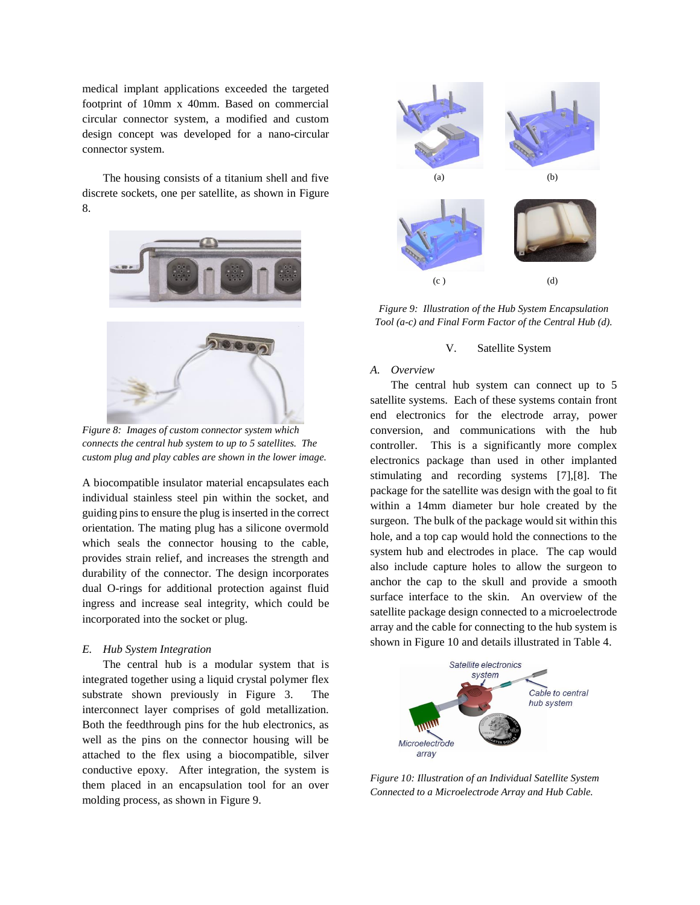medical implant applications exceeded the targeted footprint of 10mm x 40mm. Based on commercial circular connector system, a modified and custom design concept was developed for a nano-circular connector system.

The housing consists of a titanium shell and five discrete sockets, one per satellite, as shown in Figure 8.

*Figure 8: Images of custom connector system which connects the central hub system to up to 5 satellites. The custom plug and play cables are shown in the lower image.*

A biocompatible insulator material encapsulates each individual stainless steel pin within the socket, and guiding pins to ensure the plug is inserted in the correct orientation. The mating plug has a silicone overmold which seals the connector housing to the cable, provides strain relief, and increases the strength and durability of the connector. The design incorporates dual O-rings for additional protection against fluid ingress and increase seal integrity, which could be incorporated into the socket or plug.

### *E. Hub System Integration*

The central hub is a modular system that is integrated together using a liquid crystal polymer flex substrate shown previously in Figure 3. The interconnect layer comprises of gold metallization. Both the feedthrough pins for the hub electronics, as well as the pins on the connector housing will be attached to the flex using a biocompatible, silver conductive epoxy. After integration, the system is them placed in an encapsulation tool for an over molding process, as shown in Figure 9.

(a) (b)

(c ) (d)

*Figure 9: Illustration of the Hub System Encapsulation Tool (a-c) and Final Form Factor of the Central Hub (d).*

## V. Satellite System

### *A. Overview*

The central hub system can connect up to 5 satellite systems. Each of these systems contain front end electronics for the electrode array, power conversion, and communications with the hub controller. This is a significantly more complex electronics package than used in other implanted stimulating and recording systems [7],[8]. The package for the satellite was design with the goal to fit within a 14mm diameter bur hole created by the surgeon. The bulk of the package would sit within this hole, and a top cap would hold the connections to the system hub and electrodes in place. The cap would also include capture holes to allow the surgeon to anchor the cap to the skull and provide a smooth surface interface to the skin. An overview of the satellite package design connected to a microelectrode array and the cable for connecting to the hub system is shown in Figure 10 and details illustrated in Table 4.

Satellite electronics system

Cable to central hub system

Microelectrode array

*Figure 10: Illustration of an Individual Satellite System Connected to a Microelectrode Array and Hub Cable.*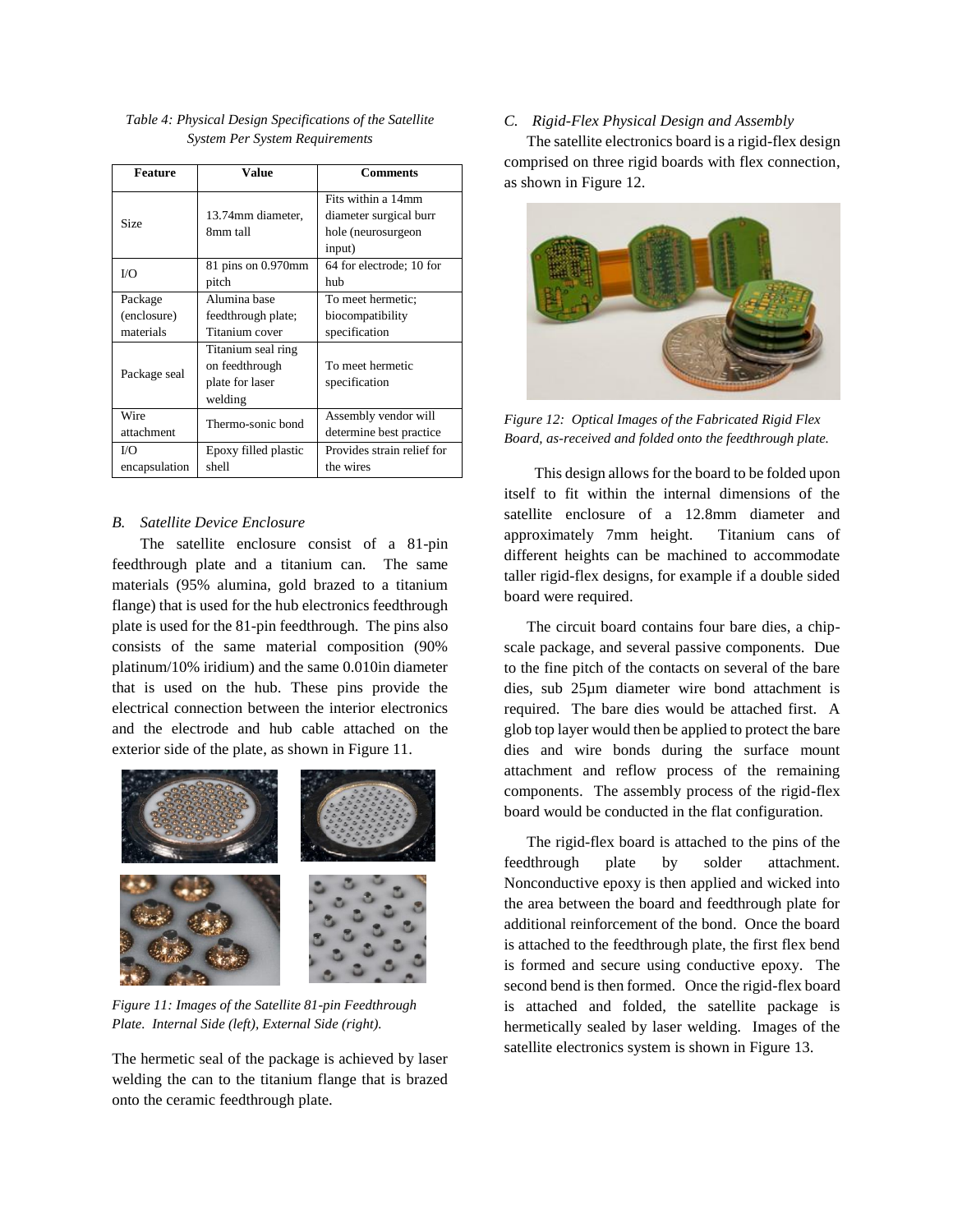*Table 4: Physical Design Specifications of the Satellite System Per System Requirements*

| Feature | Value | Comments |
|---|---|---|
| Size | 13.74mm diameter, 8mm tall | Fits within a 14mm diameter surgical burr hole (neurosurgeon input) |
| I/O | 81 pins on 0.970mm pitch | 64 for electrode; 10 for hub |
| Package (enclosure) materials | Alumina base feedthrough plate; Titanium cover | To meet hermetic; biocompatibility specification |
| Package seal | Titanium seal ring on feedthrough plate for laser welding | To meet hermetic specification |
| Wire attachment | Thermo-sonic bond | Assembly vendor will determine best practice |
| I/O encapsulation | Epoxy filled plastic shell | Provides strain relief for the wires |

## B. Satellite Device Enclosure

The satellite enclosure consist of a 81-pin feedthrough plate and a titanium can. The same materials (95% alumina, gold brazed to a titanium flange) that is used for the hub electronics feedthrough plate is used for the 81-pin feedthrough. The pins also consists of the same material composition (90% platinum/10% iridium) and the same 0.010in diameter that is used on the hub. These pins provide the electrical connection between the interior electronics and the electrode and hub cable attached on the exterior side of the plate, as shown in Figure 11.

*Figure 11: Images of the Satellite 81-pin Feedthrough Plate. Internal Side (left), External Side (right).*

The hermetic seal of the package is achieved by laser welding the can to the titanium flange that is brazed onto the ceramic feedthrough plate.

## C. Rigid-Flex Physical Design and Assembly

The satellite electronics board is a rigid-flex design comprised on three rigid boards with flex connection, as shown in Figure 12.

*Figure 12: Optical Images of the Fabricated Rigid Flex Board, as-received and folded onto the feedthrough plate.*

This design allows for the board to be folded upon itself to fit within the internal dimensions of the satellite enclosure of a 12.8mm diameter and approximately 7mm height. Titanium cans of different heights can be machined to accommodate taller rigid-flex designs, for example if a double sided board were required.

The circuit board contains four bare dies, a chip-scale package, and several passive components. Due to the fine pitch of the contacts on several of the bare dies, sub 25µm diameter wire bond attachment is required. The bare dies would be attached first. A glob top layer would then be applied to protect the bare dies and wire bonds during the surface mount attachment and reflow process of the remaining components. The assembly process of the rigid-flex board would be conducted in the flat configuration.

The rigid-flex board is attached to the pins of the feedthrough plate by solder attachment. Nonconductive epoxy is then applied and wicked into the area between the board and feedthrough plate for additional reinforcement of the bond. Once the board is attached to the feedthrough plate, the first flex bend is formed and secure using conductive epoxy. The second bend is then formed. Once the rigid-flex board is attached and folded, the satellite package is hermetically sealed by laser welding. Images of the satellite electronics system is shown in Figure 13.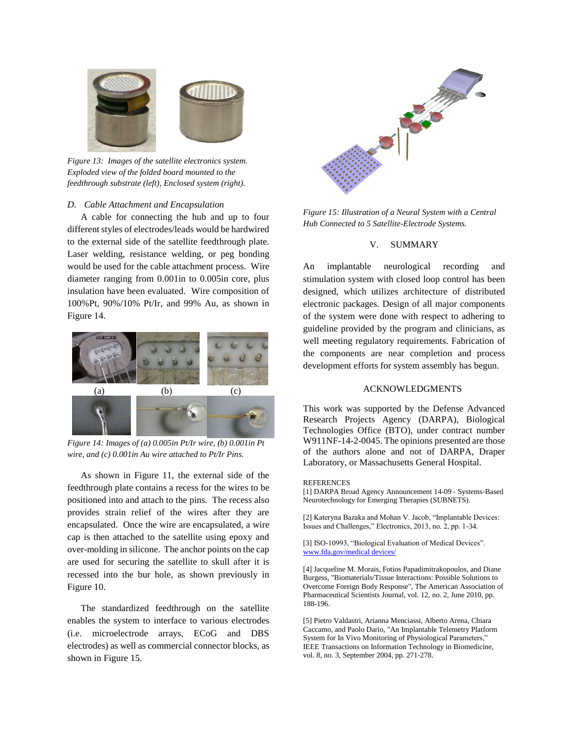*Figure 13: Images of the satellite electronics system. Exploded view of the folded board mounted to the feedthrough substrate (left), Enclosed system (right).*

### D. Cable Attachment and Encapsulation

A cable for connecting the hub and up to four different styles of electrodes/leads would be hardwired to the external side of the satellite feedthrough plate. Laser welding, resistance welding, or peg bonding would be used for the cable attachment process. Wire diameter ranging from 0.001in to 0.005in core, plus insulation have been evaluated. Wire composition of 100%Pt, 90%/10% Pt/Ir, and 99% Au, as shown in Figure 14.

(a) (b) (c)

*Figure 14: Images of (a) 0.005in Pt/Ir wire, (b) 0.001in Pt wire, and (c) 0.001in Au wire attached to Pt/Ir Pins.*

As shown in Figure 11, the external side of the feedthrough plate contains a recess for the wires to be positioned into and attach to the pins. The recess also provides strain relief of the wires after they are encapsulated. Once the wire are encapsulated, a wire cap is then attached to the satellite using epoxy and over-molding in silicone. The anchor points on the cap are used for securing the satellite to skull after it is recessed into the bur hole, as shown previously in Figure 10.

The standardized feedthrough on the satellite enables the system to interface to various electrodes (i.e. microelectrode arrays, ECoG and DBS electrodes) as well as commercial connector blocks, as shown in Figure 15.

*Figure 15: Illustration of a Neural System with a Central Hub Connected to 5 Satellite-Electrode Systems.*

## V. SUMMARY

An implantable neurological recording and stimulation system with closed loop control has been designed, which utilizes architecture of distributed electronic packages. Design of all major components of the system were done with respect to adhering to guideline provided by the program and clinicians, as well meeting regulatory requirements. Fabrication of the components are near completion and process development efforts for system assembly has begun.

## ACKNOWLEDGMENTS

This work was supported by the Defense Advanced Research Projects Agency (DARPA), Biological Technologies Office (BTO), under contract number W911NF-14-2-0045. The opinions presented are those of the authors alone and not of DARPA, Draper Laboratory, or Massachusetts General Hospital.

## REFERENCES

[1] DARPA Broad Agency Announcement 14-09 - Systems-Based Neurotechnology for Emerging Therapies (SUBNETS).

[2] Kateryna Bazaka and Mohan V. Jacob, "Implantable Devices: Issues and Challenges," Electronics, 2013, no. 2, pp. 1-34.

[3] ISO-10993, "Biological Evaluation of Medical Devices". www.fda.gov/medical devices/

[4] Jacqueline M. Morais, Fotios Papadimitrakopoulos, and Diane Burgess, "Biomaterials/Tissue Interactions: Possible Solutions to Overcome Foreign Body Response", The American Association of Pharmaceutical Scientists Journal, vol. 12, no. 2, June 2010, pp. 188-196.

[5] Pietro Valdastri, Arianna Menciassi, Alberto Arena, Chiara Caccamo, and Paolo Dario, "An Implantable Telemetry Platform System for In Vivo Monitoring of Physiological Parameters," IEEE Transactions on Information Technology in Biomedicine, vol. 8, no. 3, September 2004, pp. 271-278.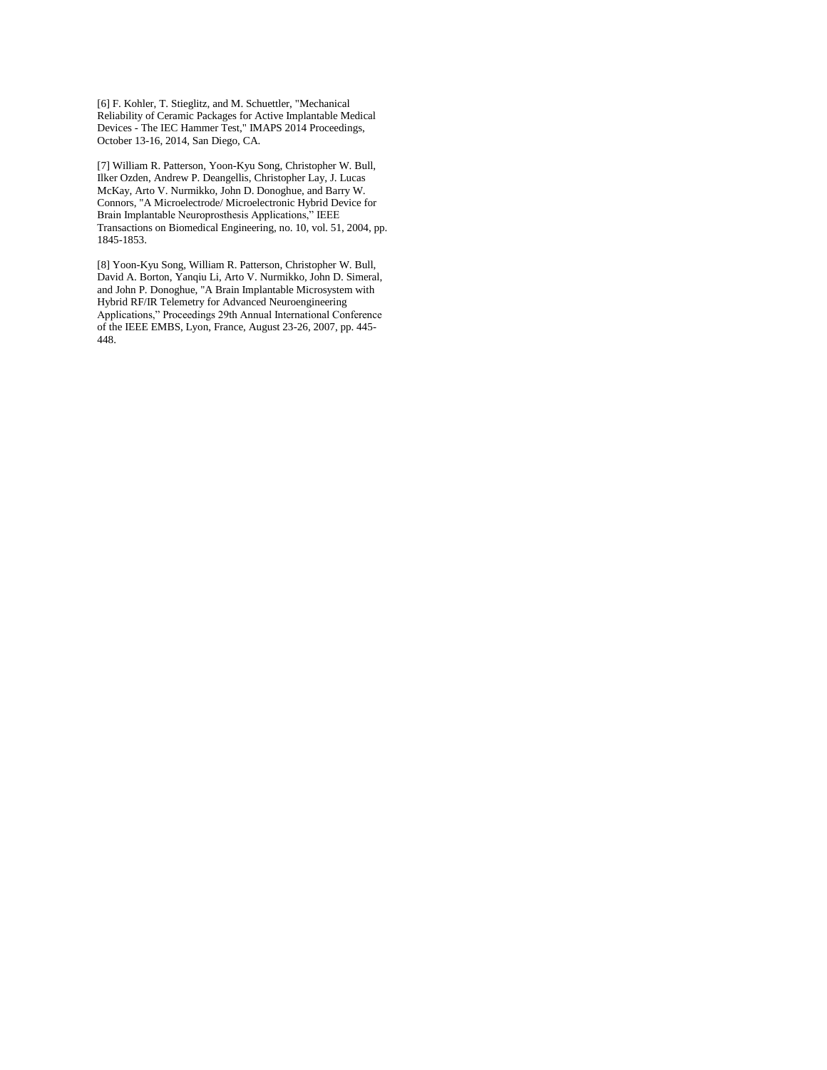[6] F. Kohler, T. Stieglitz, and M. Schuettler, "Mechanical Reliability of Ceramic Packages for Active Implantable Medical Devices - The IEC Hammer Test," IMAPS 2014 Proceedings, October 13-16, 2014, San Diego, CA.

[7] William R. Patterson, Yoon-Kyu Song, Christopher W. Bull, Ilker Ozden, Andrew P. Deangellis, Christopher Lay, J. Lucas McKay, Arto V. Nurmikko, John D. Donoghue, and Barry W. Connors, "A Microelectrode/ Microelectronic Hybrid Device for Brain Implantable Neuroprosthesis Applications," IEEE Transactions on Biomedical Engineering, no. 10, vol. 51, 2004, pp. 1845-1853.

[8] Yoon-Kyu Song, William R. Patterson, Christopher W. Bull, David A. Borton, Yanqiu Li, Arto V. Nurmikko, John D. Simeral, and John P. Donoghue, "A Brain Implantable Microsystem with Hybrid RF/IR Telemetry for Advanced Neuroengineering Applications," Proceedings 29th Annual International Conference of the IEEE EMBS, Lyon, France, August 23-26, 2007, pp. 445-448.